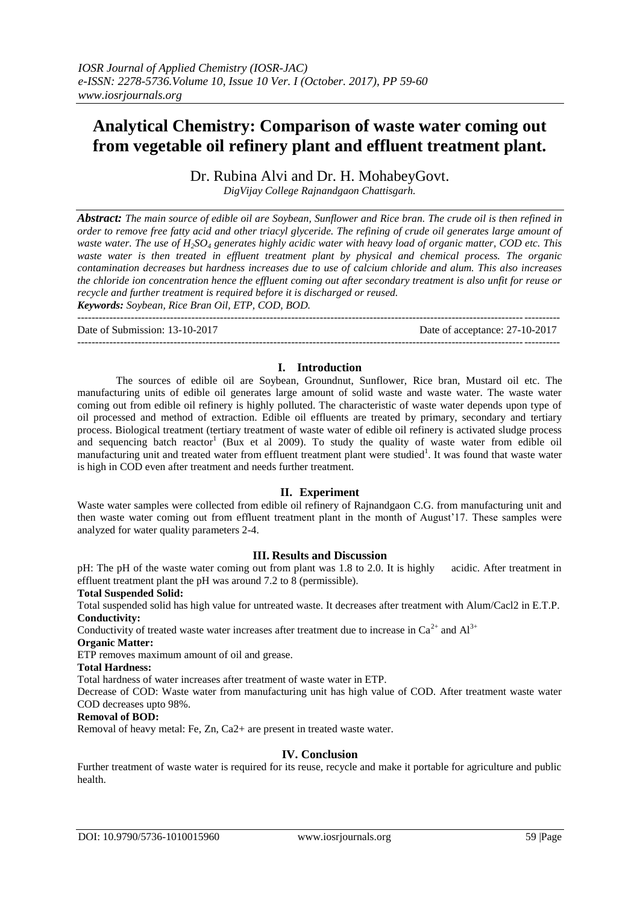# Analytical Chemistry: Comparison of waste water coming out from vegetable oil refinery plant and effluent treatment plant.

Dr. Rubina Alvi and Dr. H. MohabeyGovt.

*DigVijay College Rajnandgaon Chattisgarh.*

***Abstract:** The main source of edible oil are Soybean, Sunflower and Rice bran. The crude oil is then refined in order to remove free fatty acid and other triacyl glyceride. The refining of crude oil generates large amount of waste water. The use of $H_2SO_4$ generates highly acidic water with heavy load of organic matter, COD etc. This waste water is then treated in effluent treatment plant by physical and chemical process. The organic contamination decreases but hardness increases due to use of calcium chloride and alum. This also increases the chloride ion concentration hence the effluent coming out after secondary treatment is also unfit for reuse or recycle and further treatment is required before it is discharged or reused.*

***Keywords:** Soybean, Rice Bran Oil, ETP, COD, BOD.*

Date of Submission: 13-10-2017 Date of acceptance: 27-10-2017

## I. Introduction

The sources of edible oil are Soybean, Groundnut, Sunflower, Rice bran, Mustard oil etc. The manufacturing units of edible oil generates large amount of solid waste and waste water. The waste water coming out from edible oil refinery is highly polluted. The characteristic of waste water depends upon type of oil processed and method of extraction. Edible oil effluents are treated by primary, secondary and tertiary process. Biological treatment (tertiary treatment of waste water of edible oil refinery is activated sludge process and sequencing batch reactor[1] (Bux et al 2009). To study the quality of waste water from edible oil manufacturing unit and treated water from effluent treatment plant were studied[1]. It was found that waste water is high in COD even after treatment and needs further treatment.

## II. Experiment

Waste water samples were collected from edible oil refinery of Rajnandgaon C.G. from manufacturing unit and then waste water coming out from effluent treatment plant in the month of August'17. These samples were analyzed for water quality parameters 2-4.

## III. Results and Discussion

pH: The pH of the waste water coming out from plant was 1.8 to 2.0. It is highly acidic. After treatment in effluent treatment plant the pH was around 7.2 to 8 (permissible).

**Total Suspended Solid:**

Total suspended solid has high value for untreated waste. It decreases after treatment with Alum/Cacl2 in E.T.P.

**Conductivity:**

Conductivity of treated waste water increases after treatment due to increase in $Ca^{2+}$ and $Al^{3+}$

**Organic Matter:**

ETP removes maximum amount of oil and grease.

**Total Hardness:**

Total hardness of water increases after treatment of waste water in ETP.

Decrease of COD: Waste water from manufacturing unit has high value of COD. After treatment waste water COD decreases upto 98%.

**Removal of BOD:**

Removal of heavy metal: Fe, Zn, $Ca2+$ are present in treated waste water.

## IV. Conclusion

Further treatment of waste water is required for its reuse, recycle and make it portable for agriculture and public health.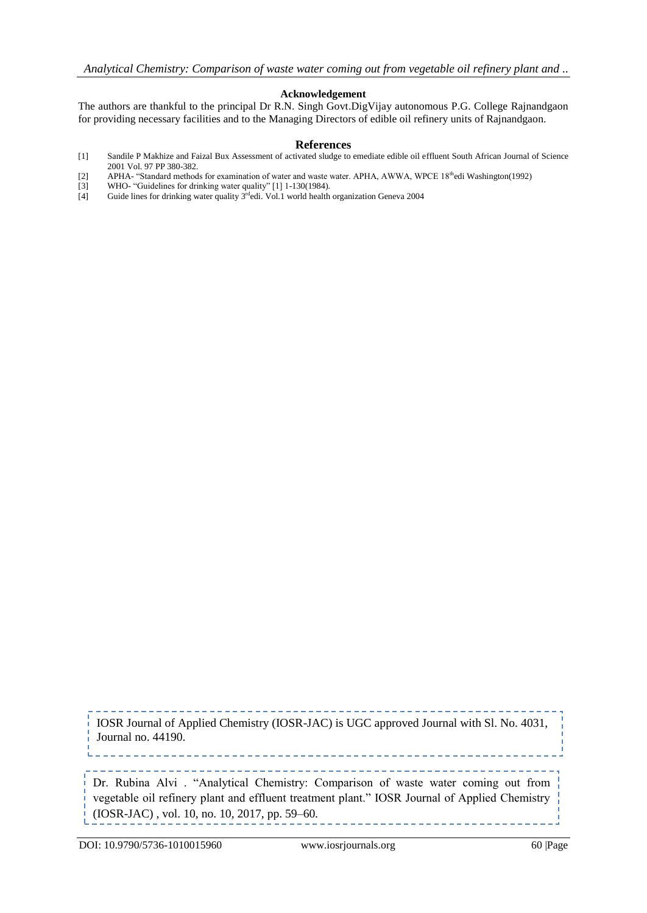## Acknowledgement

The authors are thankful to the principal Dr R.N. Singh Govt.DigVijay autonomous P.G. College Rajnandgaon for providing necessary facilities and to the Managing Directors of edible oil refinery units of Rajnandgaon.

## References

[1] Sandile P Makhize and Faizal Bux Assessment of activated sludge to emediate edible oil effluent South African Journal of Science 2001 Vol. 97 PP 380-382.

[2] APHA- "Standard methods for examination of water and waste water. APHA, AWWA, WPCE 18thedi Washington(1992)

[3] WHO- "Guidelines for drinking water quality" [1] 1-130(1984).

[4] Guide lines for drinking water quality 3rdedi. Vol.1 world health organization Geneva 2004

IOSR Journal of Applied Chemistry (IOSR-JAC) is UGC approved Journal with Sl. No. 4031, Journal no. 44190.

Dr. Rubina Alvi . "Analytical Chemistry: Comparison of waste water coming out from vegetable oil refinery plant and effluent treatment plant." IOSR Journal of Applied Chemistry (IOSR-JAC) , vol. 10, no. 10, 2017, pp. 59–60.